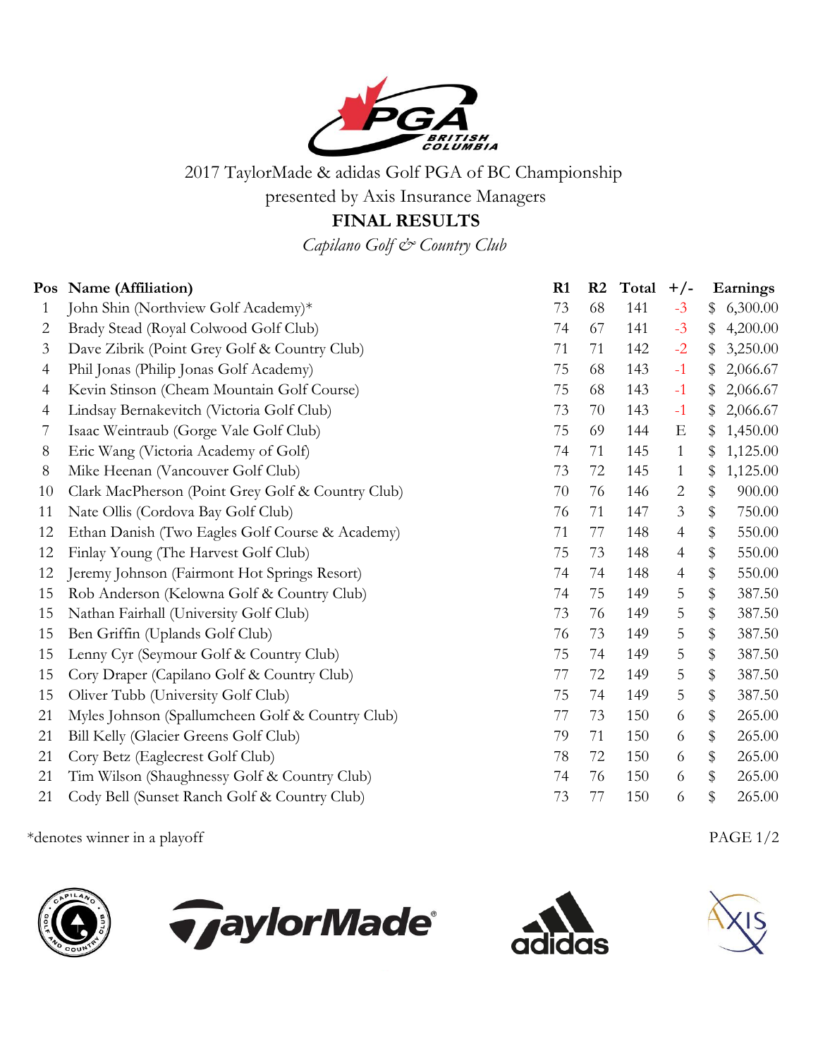2017 TaylorMade & adidas Golf PGA of BC Championship

presented by Axis Insurance Managers

**FINAL RESULTS**

*Capilano Golf & Country Club*

| Pos | Name (Affiliation) | R1 | R2 | Total | +/- | Earnings |
|---|---|---|---|---|---|---|
| 1 | John Shin (Northview Golf Academy)* | 73 | 68 | 141 | -3 | $ 6,300.00 |
| 2 | Brady Stead (Royal Colwood Golf Club) | 74 | 67 | 141 | -3 | $ 4,200.00 |
| 3 | Dave Zibrik (Point Grey Golf & Country Club) | 71 | 71 | 142 | -2 | $ 3,250.00 |
| 4 | Phil Jonas (Philip Jonas Golf Academy) | 75 | 68 | 143 | -1 | $ 2,066.67 |
| 4 | Kevin Stinson (Cheam Mountain Golf Course) | 75 | 68 | 143 | -1 | $ 2,066.67 |
| 4 | Lindsay Bernakevitch (Victoria Golf Club) | 73 | 70 | 143 | -1 | $ 2,066.67 |
| 7 | Isaac Weintraub (Gorge Vale Golf Club) | 75 | 69 | 144 | E | $ 1,450.00 |
| 8 | Eric Wang (Victoria Academy of Golf) | 74 | 71 | 145 | 1 | $ 1,125.00 |
| 8 | Mike Heenan (Vancouver Golf Club) | 73 | 72 | 145 | 1 | $ 1,125.00 |
| 10 | Clark MacPherson (Point Grey Golf & Country Club) | 70 | 76 | 146 | 2 | $ 900.00 |
| 11 | Nate Ollis (Cordova Bay Golf Club) | 76 | 71 | 147 | 3 | $ 750.00 |
| 12 | Ethan Danish (Two Eagles Golf Course & Academy) | 71 | 77 | 148 | 4 | $ 550.00 |
| 12 | Finlay Young (The Harvest Golf Club) | 75 | 73 | 148 | 4 | $ 550.00 |
| 12 | Jeremy Johnson (Fairmont Hot Springs Resort) | 74 | 74 | 148 | 4 | $ 550.00 |
| 15 | Rob Anderson (Kelowna Golf & Country Club) | 74 | 75 | 149 | 5 | $ 387.50 |
| 15 | Nathan Fairhall (University Golf Club) | 73 | 76 | 149 | 5 | $ 387.50 |
| 15 | Ben Griffin (Uplands Golf Club) | 76 | 73 | 149 | 5 | $ 387.50 |
| 15 | Lenny Cyr (Seymour Golf & Country Club) | 75 | 74 | 149 | 5 | $ 387.50 |
| 15 | Cory Draper (Capilano Golf & Country Club) | 77 | 72 | 149 | 5 | $ 387.50 |
| 15 | Oliver Tubb (University Golf Club) | 75 | 74 | 149 | 5 | $ 387.50 |
| 21 | Myles Johnson (Spallumcheen Golf & Country Club) | 77 | 73 | 150 | 6 | $ 265.00 |
| 21 | Bill Kelly (Glacier Greens Golf Club) | 79 | 71 | 150 | 6 | $ 265.00 |
| 21 | Cory Betz (Eaglecrest Golf Club) | 78 | 72 | 150 | 6 | $ 265.00 |
| 21 | Tim Wilson (Shaughnessy Golf & Country Club) | 74 | 76 | 150 | 6 | $ 265.00 |
| 21 | Cody Bell (Sunset Ranch Golf & Country Club) | 73 | 77 | 150 | 6 | $ 265.00 |

*denotes winner in a playoff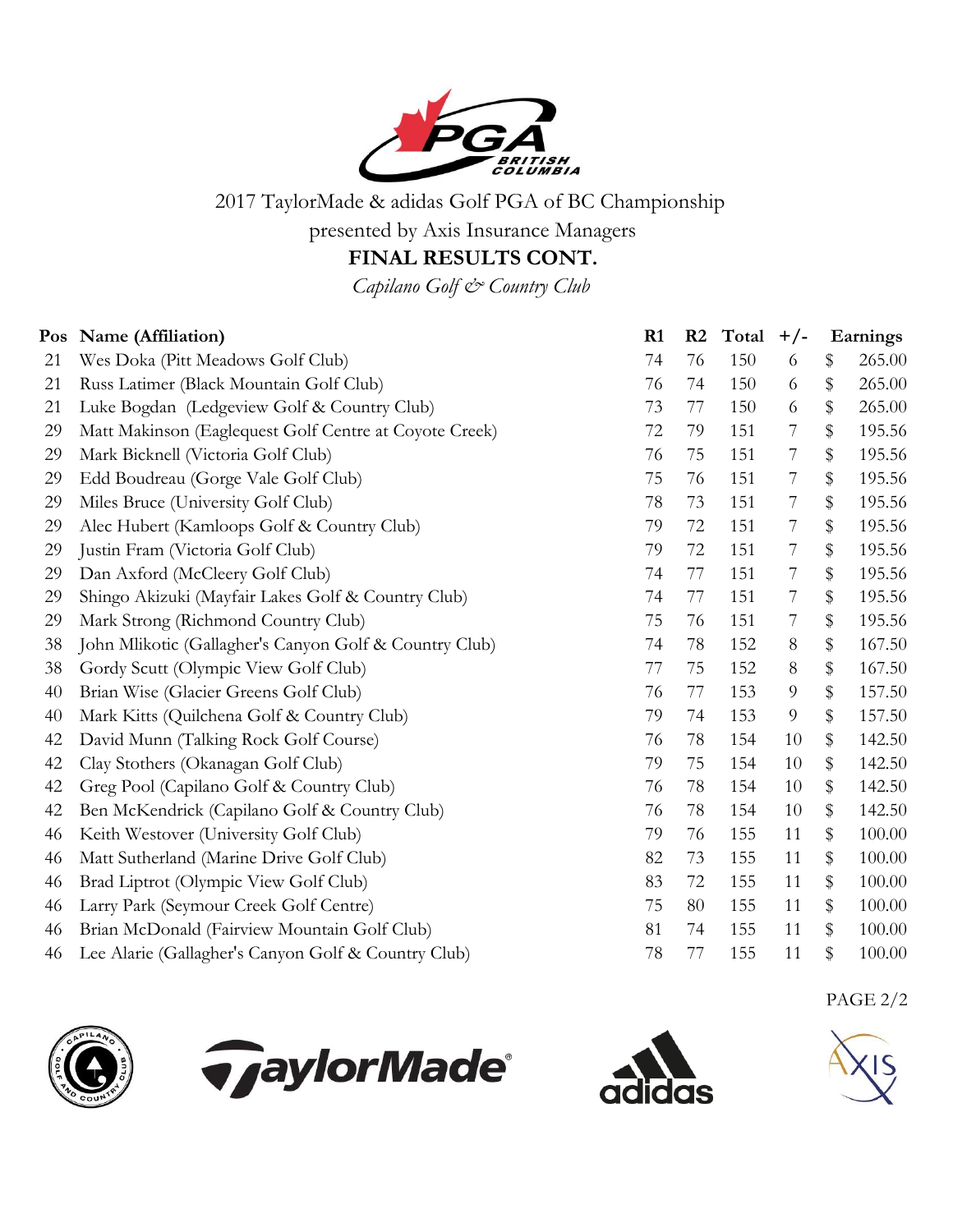2017 TaylorMade & adidas Golf PGA of BC Championship

presented by Axis Insurance Managers

**FINAL RESULTS CONT.**

*Capilano Golf & Country Club*

| Pos | Name (Affiliation) | R1 | R2 | Total | +/- | Earnings |
|---|---|---|---|---|---|---|
| 21 | Wes Doka (Pitt Meadows Golf Club) | 74 | 76 | 150 | 6 | $ 265.00 |
| 21 | Russ Latimer (Black Mountain Golf Club) | 76 | 74 | 150 | 6 | $ 265.00 |
| 21 | Luke Bogdan (Ledgeview Golf & Country Club) | 73 | 77 | 150 | 6 | $ 265.00 |
| 29 | Matt Makinson (Eaglequest Golf Centre at Coyote Creek) | 72 | 79 | 151 | 7 | $ 195.56 |
| 29 | Mark Bicknell (Victoria Golf Club) | 76 | 75 | 151 | 7 | $ 195.56 |
| 29 | Edd Boudreau (Gorge Vale Golf Club) | 75 | 76 | 151 | 7 | $ 195.56 |
| 29 | Miles Bruce (University Golf Club) | 78 | 73 | 151 | 7 | $ 195.56 |
| 29 | Alec Hubert (Kamloops Golf & Country Club) | 79 | 72 | 151 | 7 | $ 195.56 |
| 29 | Justin Fram (Victoria Golf Club) | 79 | 72 | 151 | 7 | $ 195.56 |
| 29 | Dan Axford (McCleery Golf Club) | 74 | 77 | 151 | 7 | $ 195.56 |
| 29 | Shingo Akizuki (Mayfair Lakes Golf & Country Club) | 74 | 77 | 151 | 7 | $ 195.56 |
| 29 | Mark Strong (Richmond Country Club) | 75 | 76 | 151 | 7 | $ 195.56 |
| 38 | John Mlikotic (Gallagher's Canyon Golf & Country Club) | 74 | 78 | 152 | 8 | $ 167.50 |
| 38 | Gordy Scutt (Olympic View Golf Club) | 77 | 75 | 152 | 8 | $ 167.50 |
| 40 | Brian Wise (Glacier Greens Golf Club) | 76 | 77 | 153 | 9 | $ 157.50 |
| 40 | Mark Kitts (Quilchena Golf & Country Club) | 79 | 74 | 153 | 9 | $ 157.50 |
| 42 | David Munn (Talking Rock Golf Course) | 76 | 78 | 154 | 10 | $ 142.50 |
| 42 | Clay Stothers (Okanagan Golf Club) | 79 | 75 | 154 | 10 | $ 142.50 |
| 42 | Greg Pool (Capilano Golf & Country Club) | 76 | 78 | 154 | 10 | $ 142.50 |
| 42 | Ben McKendrick (Capilano Golf & Country Club) | 76 | 78 | 154 | 10 | $ 142.50 |
| 46 | Keith Westover (University Golf Club) | 79 | 76 | 155 | 11 | $ 100.00 |
| 46 | Matt Sutherland (Marine Drive Golf Club) | 82 | 73 | 155 | 11 | $ 100.00 |
| 46 | Brad Liptrot (Olympic View Golf Club) | 83 | 72 | 155 | 11 | $ 100.00 |
| 46 | Larry Park (Seymour Creek Golf Centre) | 75 | 80 | 155 | 11 | $ 100.00 |
| 46 | Brian McDonald (Fairview Mountain Golf Club) | 81 | 74 | 155 | 11 | $ 100.00 |
| 46 | Lee Alarie (Gallagher's Canyon Golf & Country Club) | 78 | 77 | 155 | 11 | $ 100.00 |